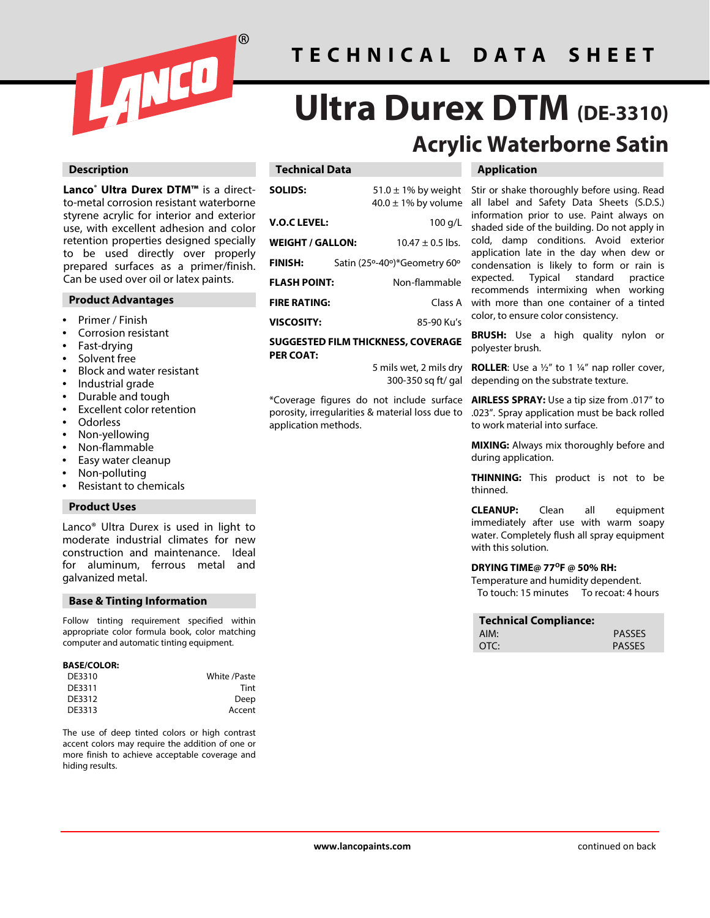# TECHNICAL DATA SHEET

# Ultra Durex DTM (DE-3310)

## Acrylic Waterborne Satin

### Description

**Lanco® Ultra Durex DTM™** is a direct-to-metal corrosion resistant waterborne styrene acrylic for interior and exterior use, with excellent adhesion and color retention properties designed specially to be used directly over properly prepared surfaces as a primer/finish. Can be used over oil or latex paints.

### Product Advantages

- Primer / Finish
- Corrosion resistant
- Fast-drying
- Solvent free
- Block and water resistant
- Industrial grade
- Durable and tough
- Excellent color retention
- Odorless
- Non-yellowing
- Non-flammable
- Easy water cleanup
- Non-polluting
- Resistant to chemicals

### Product Uses

Lanco® Ultra Durex is used in light to moderate industrial climates for new construction and maintenance. Ideal for aluminum, ferrous metal and galvanized metal.

### Base & Tinting Information

Follow tinting requirement specified within appropriate color formula book, color matching computer and automatic tinting equipment.

**BASE/COLOR:**

| | |
|---|---|
| DE3310 | White /Paste |
| DE3311 | Tint |
| DE3312 | Deep |
| DE3313 | Accent |

The use of deep tinted colors or high contrast accent colors may require the addition of one or more finish to achieve acceptable coverage and hiding results.

### Technical Data

| | |
|---|---|
| **SOLIDS:** | 51.0 ± 1% by weight<br>40.0 ± 1% by volume |
| **V.O.C LEVEL:** | 100 g/L |
| **WEIGHT / GALLON:** | 10.47 ± 0.5 lbs. |
| **FINISH:** | Satin (25º-40º)*Geometry 60º |
| **FLASH POINT:** | Non-flammable |
| **FIRE RATING:** | Class A |
| **VISCOSITY:** | 85-90 Ku's |

**SUGGESTED FILM THICKNESS, COVERAGE PER COAT:**

5 mils wet, 2 mils dry
300-350 sq ft/ gal

*Coverage figures do not include surface porosity, irregularities & material loss due to application methods.

### Application

Stir or shake thoroughly before using. Read all label and Safety Data Sheets (S.D.S.) information prior to use. Paint always on shaded side of the building. Do not apply in cold, damp conditions. Avoid exterior application late in the day when dew or condensation is likely to form or rain is expected. Typical standard practice recommends intermixing when working with more than one container of a tinted color, to ensure color consistency.

**BRUSH:** Use a high quality nylon or polyester brush.

**ROLLER**: Use a ½" to 1 ¼" nap roller cover, depending on the substrate texture.

**AIRLESS SPRAY:** Use a tip size from .017" to .023". Spray application must be back rolled to work material into surface.

**MIXING:** Always mix thoroughly before and during application.

**THINNING:** This product is not to be thinned.

**CLEANUP:** Clean all equipment immediately after use with warm soapy water. Completely flush all spray equipment with this solution.

**DRYING TIME@ 77ºF @ 50% RH:**
Temperature and humidity dependent.
To touch: 15 minutes To recoat: 4 hours

**Technical Compliance:**

| | |
|---|---|
| AIM: | PASSES |
| OTC: | PASSES |

www.lancopaints.com

continued on back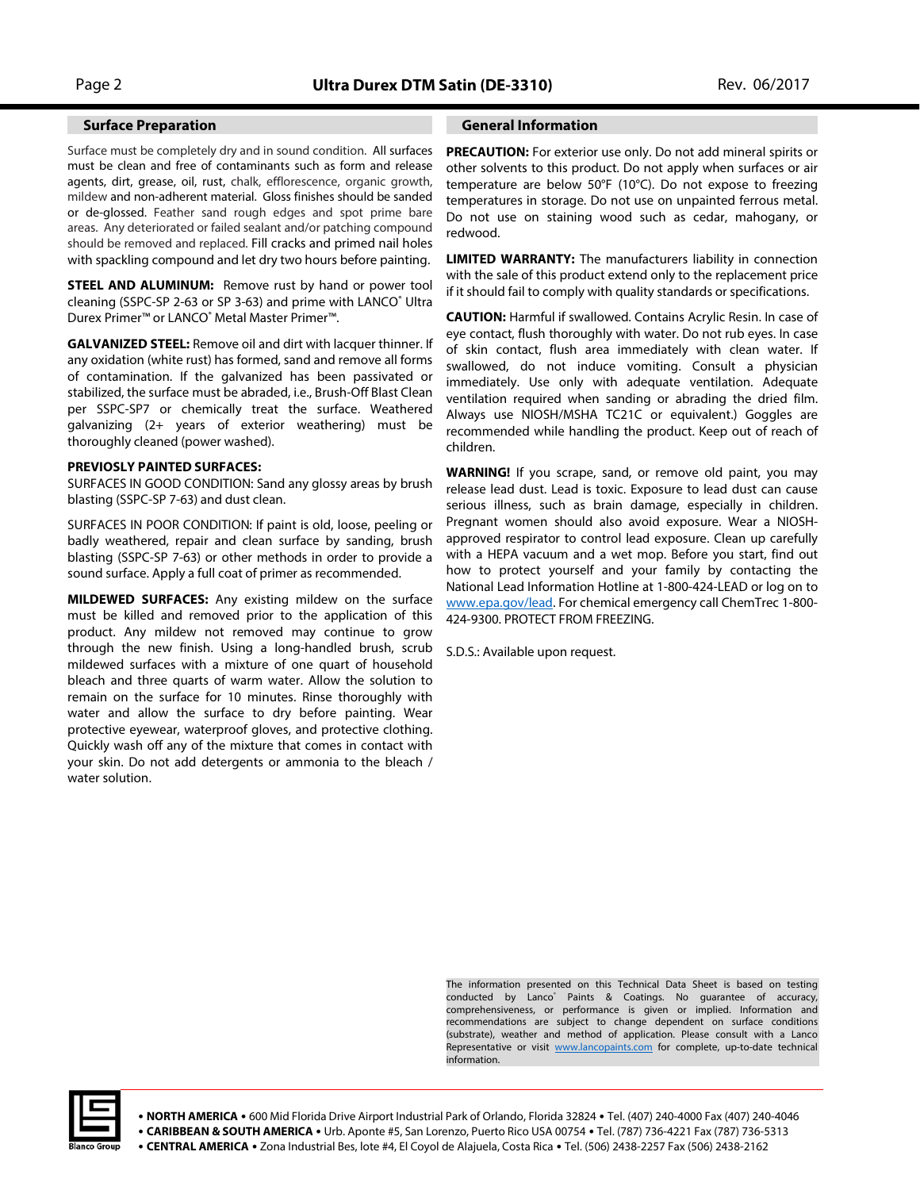## Surface Preparation

Surface must be completely dry and in sound condition. All surfaces must be clean and free of contaminants such as form and release agents, dirt, grease, oil, rust, chalk, efflorescence, organic growth, mildew and non-adherent material. Gloss finishes should be sanded or de-glossed. Feather sand rough edges and spot prime bare areas. Any deteriorated or failed sealant and/or patching compound should be removed and replaced. Fill cracks and primed nail holes with spackling compound and let dry two hours before painting.

**STEEL AND ALUMINUM:** Remove rust by hand or power tool cleaning (SSPC-SP 2-63 or SP 3-63) and prime with LANCO® Ultra Durex Primer™ or LANCO® Metal Master Primer™.

**GALVANIZED STEEL:** Remove oil and dirt with lacquer thinner. If any oxidation (white rust) has formed, sand and remove all forms of contamination. If the galvanized has been passivated or stabilized, the surface must be abraded, i.e., Brush-Off Blast Clean per SSPC-SP7 or chemically treat the surface. Weathered galvanizing (2+ years of exterior weathering) must be thoroughly cleaned (power washed).

**PREVIOSLY PAINTED SURFACES:**

SURFACES IN GOOD CONDITION: Sand any glossy areas by brush blasting (SSPC-SP 7-63) and dust clean.

SURFACES IN POOR CONDITION: If paint is old, loose, peeling or badly weathered, repair and clean surface by sanding, brush blasting (SSPC-SP 7-63) or other methods in order to provide a sound surface. Apply a full coat of primer as recommended.

**MILDEWED SURFACES:** Any existing mildew on the surface must be killed and removed prior to the application of this product. Any mildew not removed may continue to grow through the new finish. Using a long-handled brush, scrub mildewed surfaces with a mixture of one quart of household bleach and three quarts of warm water. Allow the solution to remain on the surface for 10 minutes. Rinse thoroughly with water and allow the surface to dry before painting. Wear protective eyewear, waterproof gloves, and protective clothing. Quickly wash off any of the mixture that comes in contact with your skin. Do not add detergents or ammonia to the bleach / water solution.

## General Information

**PRECAUTION:** For exterior use only. Do not add mineral spirits or other solvents to this product. Do not apply when surfaces or air temperature are below 50°F (10°C). Do not expose to freezing temperatures in storage. Do not use on unpainted ferrous metal. Do not use on staining wood such as cedar, mahogany, or redwood.

**LIMITED WARRANTY:** The manufacturers liability in connection with the sale of this product extend only to the replacement price if it should fail to comply with quality standards or specifications.

**CAUTION:** Harmful if swallowed. Contains Acrylic Resin. In case of eye contact, flush thoroughly with water. Do not rub eyes. In case of skin contact, flush area immediately with clean water. If swallowed, do not induce vomiting. Consult a physician immediately. Use only with adequate ventilation. Adequate ventilation required when sanding or abrading the dried film. Always use NIOSH/MSHA TC21C or equivalent.) Goggles are recommended while handling the product. Keep out of reach of children.

**WARNING!** If you scrape, sand, or remove old paint, you may release lead dust. Lead is toxic. Exposure to lead dust can cause serious illness, such as brain damage, especially in children. Pregnant women should also avoid exposure. Wear a NIOSH-approved respirator to control lead exposure. Clean up carefully with a HEPA vacuum and a wet mop. Before you start, find out how to protect yourself and your family by contacting the National Lead Information Hotline at 1-800-424-LEAD or log on to www.epa.gov/lead. For chemical emergency call ChemTrec 1-800-424-9300. PROTECT FROM FREEZING.

S.D.S.: Available upon request.

The information presented on this Technical Data Sheet is based on testing conducted by Lanco® Paints & Coatings. No guarantee of accuracy, comprehensiveness, or performance is given or implied. Information and recommendations are subject to change dependent on surface conditions (substrate), weather and method of application. Please consult with a Lanco Representative or visit www.lancopaints.com for complete, up-to-date technical information.

Blanco Group

- **NORTH AMERICA** • 600 Mid Florida Drive Airport Industrial Park of Orlando, Florida 32824 • Tel. (407) 240-4000 Fax (407) 240-4046
- **CARIBBEAN & SOUTH AMERICA** • Urb. Aponte #5, San Lorenzo, Puerto Rico USA 00754 • Tel. (787) 736-4221 Fax (787) 736-5313
- **CENTRAL AMERICA** • Zona Industrial Bes, lote #4, El Coyol de Alajuela, Costa Rica • Tel. (506) 2438-2257 Fax (506) 2438-2162